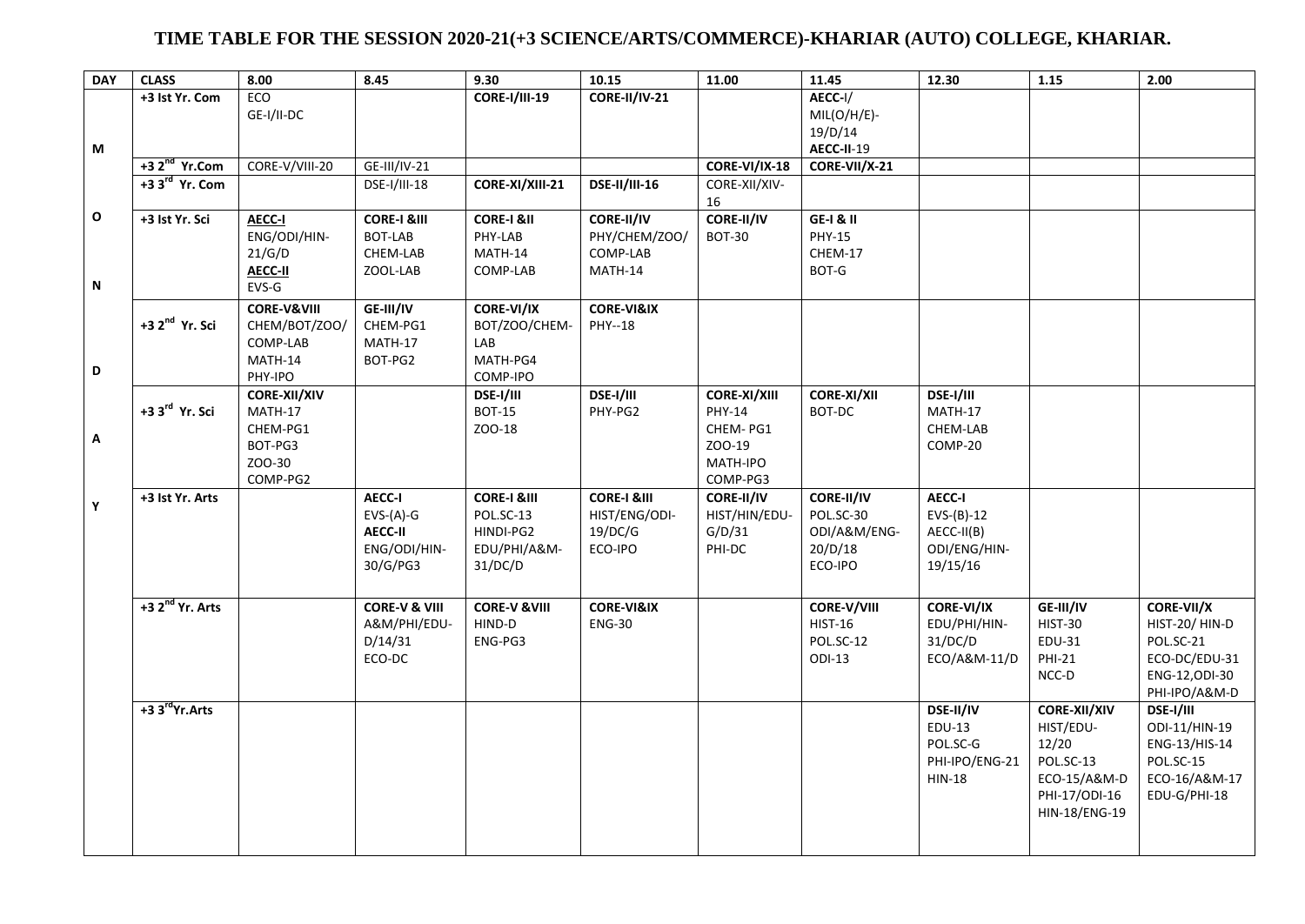# TIME TABLE FOR THE SESSION 2020-21(+3 SCIENCE/ARTS/COMMERCE)-KHARIAR (AUTO) COLLEGE, KHARIAR.

| DAY | CLASS | 8.00 | 8.45 | 9.30 | 10.15 | 11.00 | 11.45 | 12.30 | 1.15 | 2.00 |
|---|---|---|---|---|---|---|---|---|---|---|
| MONDAY | +3 Ist Yr. Com | ECO GE-I/II-DC | | **CORE-I/III-19** | **CORE-II/IV-21** | | **AECC**-I/ MIL(O/H/E)-19/D/14 **AECC-II**-19 | | | |
| | +3 2nd Yr.Com | CORE-V/VIII-20 | GE-III/IV-21 | | | **CORE-VI/IX-18** | **CORE-VII/X-21** | | | |
| | +3 3rd Yr. Com | | DSE-I/III-18 | **CORE-XI/XIII-21** | **DSE-II/III-16** | CORE-XII/XIV-16 | | | | |
| | +3 Ist Yr. Sci | **AECC-I** ENG/ODI/HIN-21/G/D **AECC-II** EVS-G | **CORE-I &III** BOT-LAB CHEM-LAB ZOOL-LAB | **CORE-I &II** PHY-LAB MATH-14 COMP-LAB | **CORE-II/IV** PHY/CHEM/ZOO/ COMP-LAB MATH-14 | **CORE-II/IV** BOT-30 | **GE-I & II** PHY-15 CHEM-17 BOT-G | | | |
| | +3 2nd Yr. Sci | **CORE-V&VIII** CHEM/BOT/ZOO/ COMP-LAB MATH-14 PHY-IPO | **GE-III/IV** CHEM-PG1 MATH-17 BOT-PG2 | **CORE-VI/IX** BOT/ZOO/CHEM-LAB MATH-PG4 COMP-IPO | **CORE-VI&IX** PHY--18 | | | | | |
| | +3 3rd Yr. Sci | **CORE-XII/XIV** MATH-17 CHEM-PG1 BOT-PG3 ZOO-30 COMP-PG2 | | **DSE-I/III** BOT-15 ZOO-18 | **DSE-I/III** PHY-PG2 | **CORE-XI/XIII** PHY-14 CHEM- PG1 ZOO-19 MATH-IPO COMP-PG3 | **CORE-XI/XII** BOT-DC | **DSE-I/III** MATH-17 CHEM-LAB COMP-20 | | |
| | +3 Ist Yr. Arts | | **AECC-I** EVS-(A)-G **AECC-II** ENG/ODI/HIN-30/G/PG3 | **CORE-I &III** POL.SC-13 HINDI-PG2 EDU/PHI/A&M-31/DC/D | **CORE-I &III** HIST/ENG/ODI-19/DC/G ECO-IPO | **CORE-II/IV** HIST/HIN/EDU-G/D/31 PHI-DC | **CORE-II/IV** POL.SC-30 ODI/A&M/ENG-20/D/18 ECO-IPO | **AECC-I** EVS-(B)-12 AECC-II(B) ODI/ENG/HIN-19/15/16 | | |
| | +3 2nd Yr. Arts | | **CORE-V & VIII** A&M/PHI/EDU-D/14/31 ECO-DC | **CORE-V &VIII** HIND-D ENG-PG3 | **CORE-VI&IX** ENG-30 | | **CORE-V/VIII** HIST-16 POL.SC-12 ODI-13 | **CORE-VI/IX** EDU/PHI/HIN-31/DC/D ECO/A&M-11/D | **GE-III/IV** HIST-30 EDU-31 PHI-21 NCC-D | **CORE-VII/X** HIST-20/ HIN-D POL.SC-21 ECO-DC/EDU-31 ENG-12,ODI-30 PHI-IPO/A&M-D |
| | +3 3rdYr.Arts | | | | | | | **DSE-II/IV** EDU-13 POL.SC-G PHI-IPO/ENG-21 HIN-18 | **CORE-XII/XIV** HIST/EDU-12/20 POL.SC-13 ECO-15/A&M-D PHI-17/ODI-16 HIN-18/ENG-19 | **DSE-I/III** ODI-11/HIN-19 ENG-13/HIS-14 POL.SC-15 ECO-16/A&M-17 EDU-G/PHI-18 |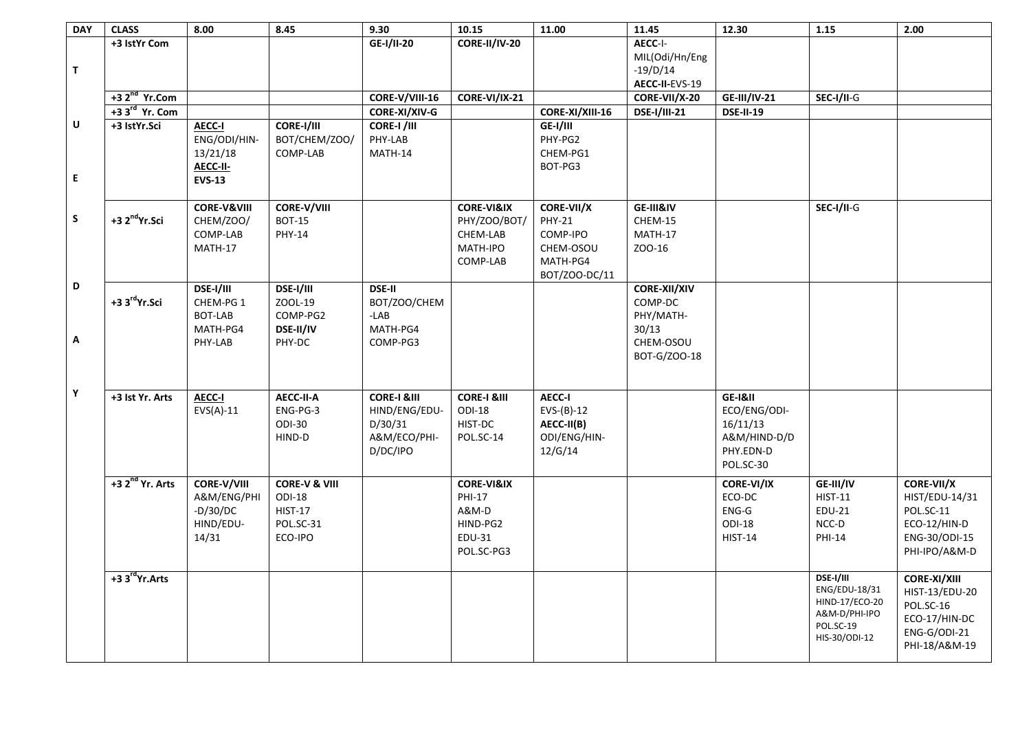| DAY | CLASS | 8.00 | 8.45 | 9.30 | 10.15 | 11.00 | 11.45 | 12.30 | 1.15 | 2.00 |
|---|---|---|---|---|---|---|---|---|---|---|
| TUESDAY | +3 IstYr Com | | | **GE-I/II-20** | **CORE-II/IV-20** | | **AECC**-I-MIL(Odi/Hn/Eng-19/D/14 **AECC-II**-EVS-19 | | | |
| | +3 2nd Yr.Com | | | **CORE-V/VIII-16** | **CORE-VI/IX-21** | | **CORE-VII/X-20** | **GE-III/IV-21** | **SEC-I/II**-G | |
| | +3 3rd Yr. Com | | | **CORE-XI/XIV-G** | | **CORE-XI/XIII-16** | **DSE-I/III-21** | **DSE-II-19** | | |
| | +3 IstYr.Sci | **AECC-I** ENG/ODI/HIN-13/21/18 **AECC-II-EVS-13** | **CORE-I/III** BOT/CHEM/ZOO/ COMP-LAB | **CORE-I /III** PHY-LAB MATH-14 | | **GE-I/III** PHY-PG2 CHEM-PG1 BOT-PG3 | | | | |
| | +3 2ndYr.Sci | **CORE-V&VIII** CHEM/ZOO/ COMP-LAB MATH-17 | **CORE-V/VIII** BOT-15 PHY-14 | | **CORE-VI&IX** PHY/ZOO/BOT/ CHEM-LAB MATH-IPO COMP-LAB | **CORE-VII/X** PHY-21 COMP-IPO CHEM-OSOU MATH-PG4 BOT/ZOO-DC/11 | **GE-III&IV** CHEM-15 MATH-17 ZOO-16 | | **SEC-I/II**-G | |
| | +3 3rdYr.Sci | **DSE-I/III** CHEM-PG 1 BOT-LAB MATH-PG4 PHY-LAB | **DSE-I/III** ZOOL-19 COMP-PG2 **DSE-II/IV** PHY-DC | **DSE-II** BOT/ZOO/CHEM-LAB MATH-PG4 COMP-PG3 | | | **CORE-XII/XIV** COMP-DC PHY/MATH-30/13 CHEM-OSOU BOT-G/ZOO-18 | | | |
| | +3 Ist Yr. Arts | **AECC-I** EVS(A)-11 | **AECC-II-A** ENG-PG-3 ODI-30 HIND-D | **CORE-I &III** HIND/ENG/EDU-D/30/31 A&M/ECO/PHI-D/DC/IPO | **CORE-I &III** ODI-18 HIST-DC POL.SC-14 | **AECC-I** EVS-(B)-12 **AECC-II(B)** ODI/ENG/HIN-12/G/14 | | **GE-I&II** ECO/ENG/ODI-16/11/13 A&M/HIND-D/D PHY.EDN-D POL.SC-30 | | |
| | +3 2nd Yr. Arts | **CORE-V/VIII** A&M/ENG/PHI-D/30/DC HIND/EDU-14/31 | **CORE-V & VIII** ODI-18 HIST-17 POL.SC-31 ECO-IPO | | **CORE-VI&IX** PHI-17 A&M-D HIND-PG2 EDU-31 POL.SC-PG3 | | | **CORE-VI/IX** ECO-DC ENG-G ODI-18 HIST-14 | **GE-III/IV** HIST-11 EDU-21 NCC-D PHI-14 | **CORE-VII/X** HIST/EDU-14/31 POL.SC-11 ECO-12/HIN-D ENG-30/ODI-15 PHI-IPO/A&M-D |
| | +3 3rdYr.Arts | | | | | | | | **DSE-I/III** ENG/EDU-18/31 HIND-17/ECO-20 A&M-D/PHI-IPO POL.SC-19 HIS-30/ODI-12 | **CORE-XI/XIII** HIST-13/EDU-20 POL.SC-16 ECO-17/HIN-DC ENG-G/ODI-21 PHI-18/A&M-19 |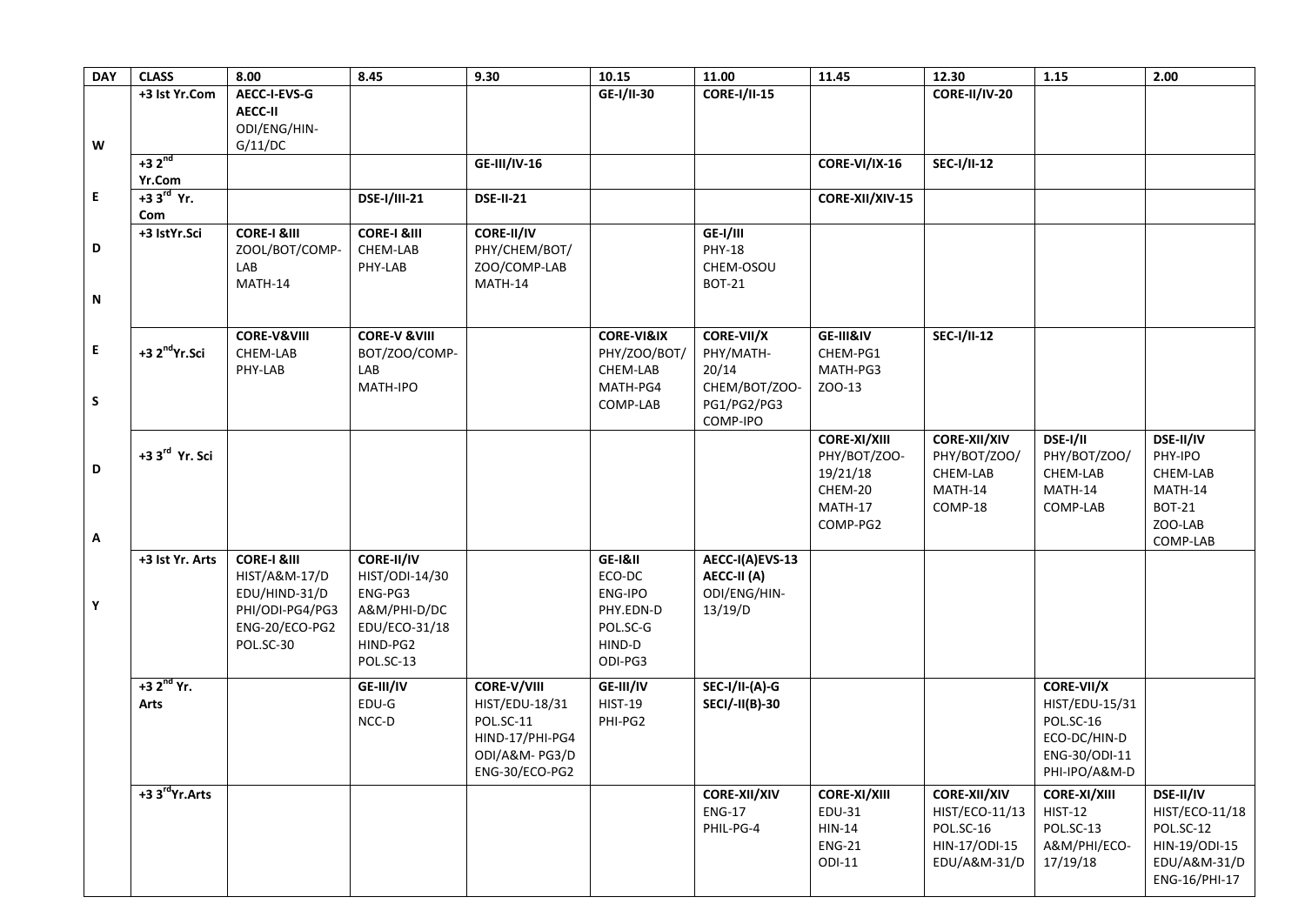| DAY | CLASS | 8.00 | 8.45 | 9.30 | 10.15 | 11.00 | 11.45 | 12.30 | 1.15 | 2.00 |
|---|---|---|---|---|---|---|---|---|---|---|
| WEDNESDAY | +3 Ist Yr.Com | **AECC-I-EVS-G** **AECC-II** ODI/ENG/HIN-G/11/DC | | | **GE-I/II-30** | **CORE-I/II-15** | | **CORE-II/IV-20** | | |
| | +3 2nd Yr.Com | | | **GE-III/IV-16** | | | **CORE-VI/IX-16** | **SEC-I/II-12** | | |
| | +3 3rd Yr. Com | | **DSE-I/III-21** | **DSE-II-21** | | | **CORE-XII/XIV-15** | | | |
| | +3 IstYr.Sci | **CORE-I &III** ZOOL/BOT/COMP-LAB MATH-14 | **CORE-I &III** CHEM-LAB PHY-LAB | **CORE-II/IV** PHY/CHEM/BOT/ZOO/COMP-LAB MATH-14 | | **GE-I/III** PHY-18 CHEM-OSOU BOT-21 | | | | |
| | +3 2ndYr.Sci | **CORE-V&VIII** CHEM-LAB PHY-LAB | **CORE-V &VIII** BOT/ZOO/COMP-LAB MATH-IPO | | **CORE-VI&IX** PHY/ZOO/BOT/ CHEM-LAB MATH-PG4 COMP-LAB | **CORE-VII/X** PHY/MATH-20/14 CHEM/BOT/ZOO-PG1/PG2/PG3 COMP-IPO | **GE-III&IV** CHEM-PG1 MATH-PG3 ZOO-13 | **SEC-I/II-12** | | |
| | +3 3rd Yr. Sci | | | | | | **CORE-XI/XIII** PHY/BOT/ZOO-19/21/18 CHEM-20 MATH-17 COMP-PG2 | **CORE-XII/XIV** PHY/BOT/ZOO/ CHEM-LAB MATH-14 COMP-18 | **DSE-I/II** PHY/BOT/ZOO/ CHEM-LAB MATH-14 COMP-LAB | **DSE-II/IV** PHY-IPO CHEM-LAB MATH-14 BOT-21 ZOO-LAB COMP-LAB |
| | +3 Ist Yr. Arts | **CORE-I &III** HIST/A&M-17/D EDU/HIND-31/D PHI/ODI-PG4/PG3 ENG-20/ECO-PG2 POL.SC-30 | **CORE-II/IV** HIST/ODI-14/30 ENG-PG3 A&M/PHI-D/DC EDU/ECO-31/18 HIND-PG2 POL.SC-13 | | **GE-I&II** ECO-DC ENG-IPO PHY.EDN-D POL.SC-G HIND-D ODI-PG3 | **AECC-I(A)EVS-13** **AECC-II (A)** ODI/ENG/HIN-13/19/D | | | | |
| | +3 2nd Yr. Arts | | **GE-III/IV** EDU-G NCC-D | **CORE-V/VIII** HIST/EDU-18/31 POL.SC-11 HIND-17/PHI-PG4 ODI/A&M- PG3/D ENG-30/ECO-PG2 | **GE-III/IV** HIST-19 PHI-PG2 | **SEC-I/II-(A)-G** **SECI/-II(B)-30** | | | **CORE-VII/X** HIST/EDU-15/31 POL.SC-16 ECO-DC/HIN-D ENG-30/ODI-11 PHI-IPO/A&M-D | |
| | +3 3rdYr.Arts | | | | | **CORE-XII/XIV** ENG-17 PHIL-PG-4 | **CORE-XI/XIII** EDU-31 HIN-14 ENG-21 ODI-11 | **CORE-XII/XIV** HIST/ECO-11/13 POL.SC-16 HIN-17/ODI-15 EDU/A&M-31/D | **CORE-XI/XIII** HIST-12 POL.SC-13 A&M/PHI/ECO-17/19/18 | **DSE-II/IV** HIST/ECO-11/18 POL.SC-12 HIN-19/ODI-15 EDU/A&M-31/D ENG-16/PHI-17 |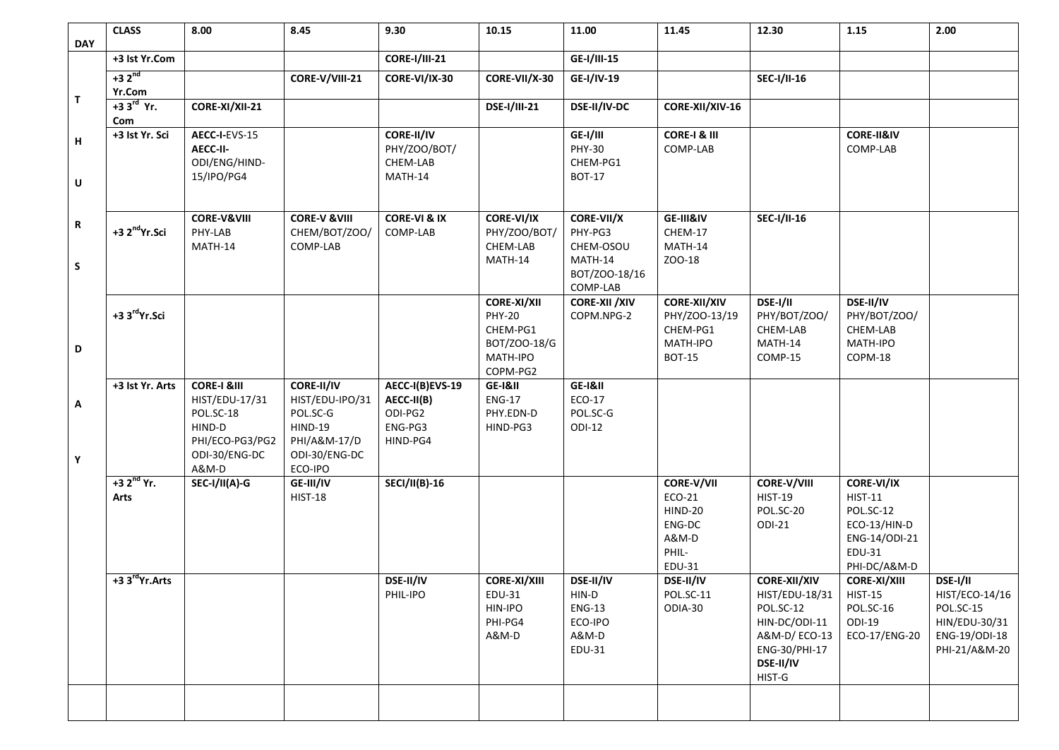| DAY | CLASS | 8.00 | 8.45 | 9.30 | 10.15 | 11.00 | 11.45 | 12.30 | 1.15 | 2.00 |
|---|---|---|---|---|---|---|---|---|---|---|
| THURS DAY | +3 Ist Yr.Com | | | **CORE-I/III-21** | | **GE-I/III-15** | | | | |
| | +3 2nd Yr.Com | | **CORE-V/VIII-21** | **CORE-VI/IX-30** | **CORE-VII/X-30** | **GE-I/IV-19** | | **SEC-I/II-16** | | |
| | +3 3rd Yr. Com | **CORE-XI/XII-21** | | | **DSE-I/III-21** | **DSE-II/IV-DC** | **CORE-XII/XIV-16** | | | |
| | +3 Ist Yr. Sci | AECC-I-EVS-15 **AECC-II-** ODI/ENG/HIND-15/IPO/PG4 | | **CORE-II/IV** PHY/ZOO/BOT/ CHEM-LAB MATH-14 | | **GE-I/III** PHY-30 CHEM-PG1 BOT-17 | **CORE-I & III** COMP-LAB | | **CORE-II&IV** COMP-LAB | |
| | +3 2ndYr.Sci | **CORE-V&VIII** PHY-LAB MATH-14 | **CORE-V &VIII** CHEM/BOT/ZOO/ COMP-LAB | **CORE-VI & IX** COMP-LAB | **CORE-VI/IX** PHY/ZOO/BOT/ CHEM-LAB MATH-14 | **CORE-VII/X** PHY-PG3 CHEM-OSOU MATH-14 BOT/ZOO-18/16 COMP-LAB | **GE-III&IV** CHEM-17 MATH-14 ZOO-18 | **SEC-I/II-16** | | |
| | +3 3rdYr.Sci | | | | **CORE-XI/XII** PHY-20 CHEM-PG1 BOT/ZOO-18/G MATH-IPO COPM-PG2 | **CORE-XII /XIV** COPM.NPG-2 | **CORE-XII/XIV** PHY/ZOO-13/19 CHEM-PG1 MATH-IPO BOT-15 | **DSE-I/II** PHY/BOT/ZOO/ CHEM-LAB MATH-14 COMP-15 | **DSE-II/IV** PHY/BOT/ZOO/ CHEM-LAB MATH-IPO COPM-18 | |
| | +3 Ist Yr. Arts | **CORE-I &III** HIST/EDU-17/31 POL.SC-18 HIND-D PHI/ECO-PG3/PG2 ODI-30/ENG-DC A&M-D | **CORE-II/IV** HIST/EDU-IPO/31 POL.SC-G HIND-19 PHI/A&M-17/D ODI-30/ENG-DC ECO-IPO | **AECC-I(B)EVS-19 AECC-II(B)** ODI-PG2 ENG-PG3 HIND-PG4 | **GE-I&II** ENG-17 PHY.EDN-D HIND-PG3 | **GE-I&II** ECO-17 POL.SC-G ODI-12 | | | | |
| | +3 2nd Yr. Arts | **SEC-I/II(A)-G** | **GE-III/IV** HIST-18 | **SECI/II(B)-16** | | | **CORE-V/VII** ECO-21 HIND-20 ENG-DC A&M-D PHIL- EDU-31 | **CORE-V/VIII** HIST-19 POL.SC-20 ODI-21 | **CORE-VI/IX** HIST-11 POL.SC-12 ECO-13/HIN-D ENG-14/ODI-21 EDU-31 PHI-DC/A&M-D | |
| | +3 3rdYr.Arts | | | **DSE-II/IV** PHIL-IPO | **CORE-XI/XIII** EDU-31 HIN-IPO PHI-PG4 A&M-D | **DSE-II/IV** HIN-D ENG-13 ECO-IPO A&M-D EDU-31 | **DSE-II/IV** POL.SC-11 ODIA-30 | **CORE-XII/XIV** HIST/EDU-18/31 POL.SC-12 HIN-DC/ODI-11 A&M-D/ ECO-13 ENG-30/PHI-17 **DSE-II/IV** HIST-G | **CORE-XI/XIII** HIST-15 POL.SC-16 ODI-19 ECO-17/ENG-20 | **DSE-I/II** HIST/ECO-14/16 POL.SC-15 HIN/EDU-30/31 ENG-19/ODI-18 PHI-21/A&M-20 |
| | | | | | | | | | | |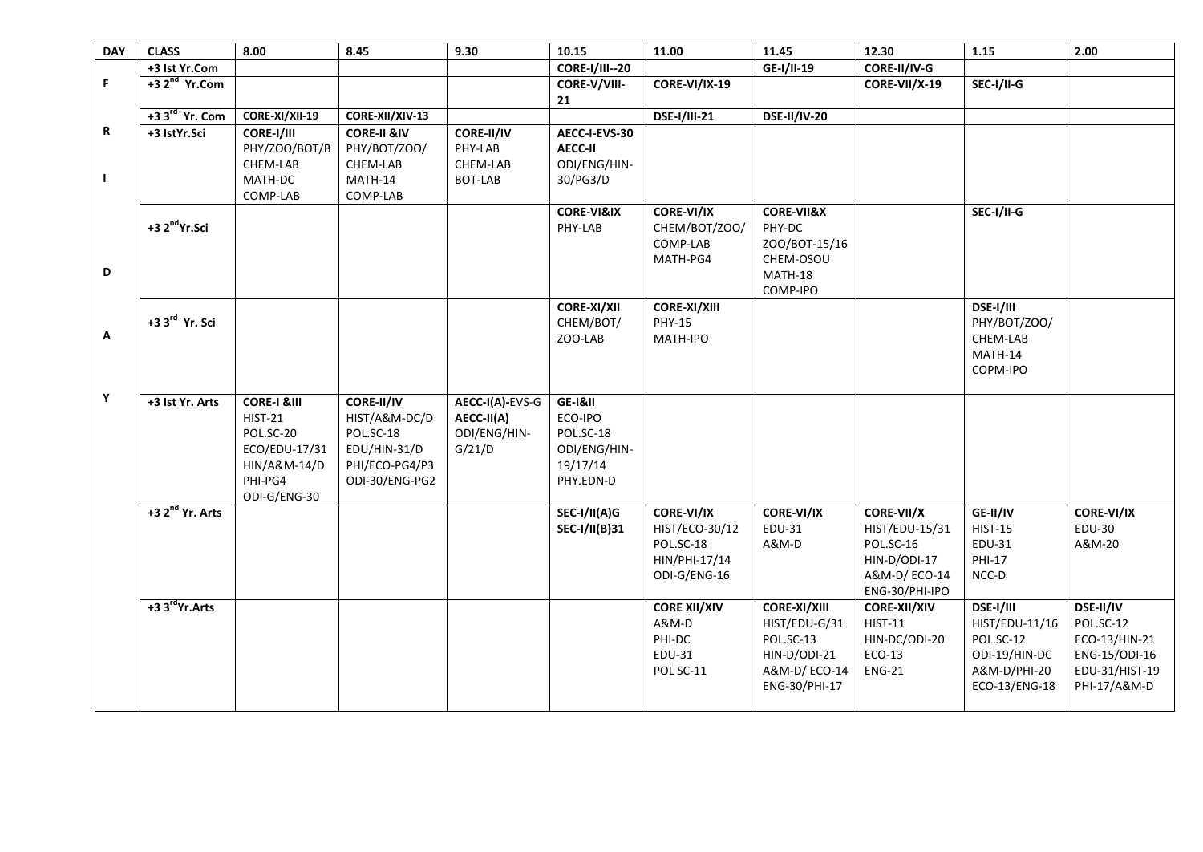| DAY | CLASS | 8.00 | 8.45 | 9.30 | 10.15 | 11.00 | 11.45 | 12.30 | 1.15 | 2.00 |
|---|---|---|---|---|---|---|---|---|---|---|
| FRIDAY | +3 Ist Yr.Com | | | | **CORE-I/III--20** | | **GE-I/II-19** | **CORE-II/IV-G** | | |
| | +3 2nd Yr.Com | | | | **CORE-V/VIII-21** | **CORE-VI/IX-19** | | **CORE-VII/X-19** | **SEC-I/II-G** | |
| | +3 3rd Yr. Com | **CORE-XI/XII-19** | **CORE-XII/XIV-13** | | | **DSE-I/III-21** | **DSE-II/IV-20** | | | |
| | +3 IstYr.Sci | **CORE-I/III** PHY/ZOO/BOT/B CHEM-LAB MATH-DC COMP-LAB | **CORE-II &IV** PHY/BOT/ZOO/ CHEM-LAB MATH-14 COMP-LAB | **CORE-II/IV** PHY-LAB CHEM-LAB BOT-LAB | **AECC-I-EVS-30** **AECC-II** ODI/ENG/HIN-30/PG3/D | | | | | |
| | +3 2ndYr.Sci | | | | **CORE-VI&IX** PHY-LAB | **CORE-VI/IX** CHEM/BOT/ZOO/ COMP-LAB MATH-PG4 | **CORE-VII&X** PHY-DC ZOO/BOT-15/16 CHEM-OSOU MATH-18 COMP-IPO | | **SEC-I/II-G** | |
| | +3 3rd Yr. Sci | | | | **CORE-XI/XII** CHEM/BOT/ ZOO-LAB | **CORE-XI/XIII** PHY-15 MATH-IPO | | | **DSE-I/III** PHY/BOT/ZOO/ CHEM-LAB MATH-14 COPM-IPO | |
| | +3 Ist Yr. Arts | **CORE-I &III** HIST-21 POL.SC-20 ECO/EDU-17/31 HIN/A&M-14/D PHI-PG4 ODI-G/ENG-30 | **CORE-II/IV** HIST/A&M-DC/D POL.SC-18 EDU/HIN-31/D PHI/ECO-PG4/P3 ODI-30/ENG-PG2 | **AECC-I(A)-**EVS-G **AECC-II(A)** ODI/ENG/HIN-G/21/D | **GE-I&II** ECO-IPO POL.SC-18 ODI/ENG/HIN-19/17/14 PHY.EDN-D | | | | | |
| | +3 2nd Yr. Arts | | | | **SEC-I/II(A)G** **SEC-I/II(B)31** | **CORE-VI/IX** HIST/ECO-30/12 POL.SC-18 HIN/PHI-17/14 ODI-G/ENG-16 | **CORE-VI/IX** EDU-31 A&M-D | **CORE-VII/X** HIST/EDU-15/31 POL.SC-16 HIN-D/ODI-17 A&M-D/ ECO-14 ENG-30/PHI-IPO | **GE-II/IV** HIST-15 EDU-31 PHI-17 NCC-D | **CORE-VI/IX** EDU-30 A&M-20 |
| | +3 3rdYr.Arts | | | | | **CORE XII/XIV** A&M-D PHI-DC EDU-31 POL SC-11 | **CORE-XI/XIII** HIST/EDU-G/31 POL.SC-13 HIN-D/ODI-21 A&M-D/ ECO-14 ENG-30/PHI-17 | **CORE-XII/XIV** HIST-11 HIN-DC/ODI-20 ECO-13 ENG-21 | **DSE-I/III** HIST/EDU-11/16 POL.SC-12 ODI-19/HIN-DC A&M-D/PHI-20 ECO-13/ENG-18 | **DSE-II/IV** POL.SC-12 ECO-13/HIN-21 ENG-15/ODI-16 EDU-31/HIST-19 PHI-17/A&M-D |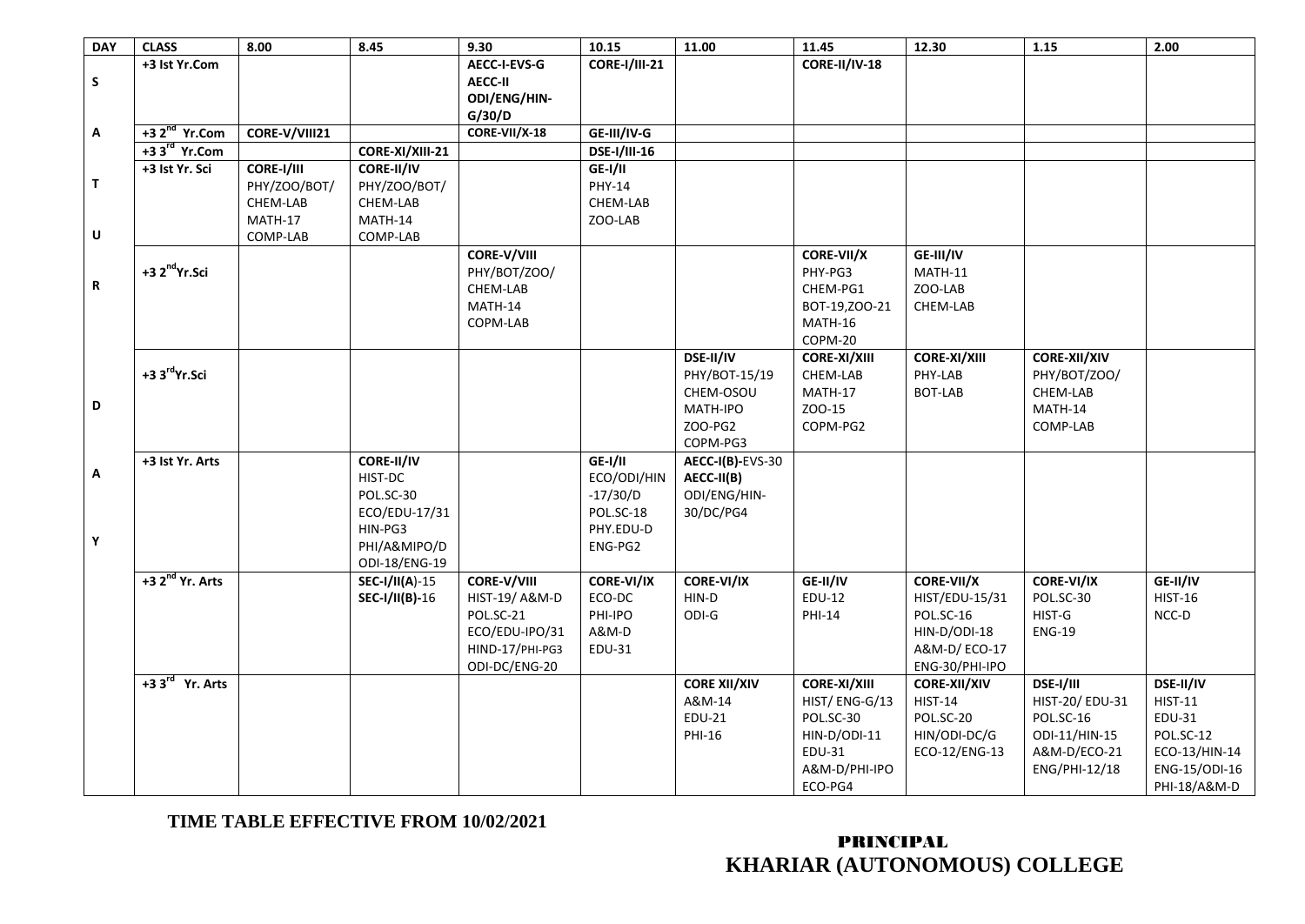| DAY | CLASS | 8.00 | 8.45 | 9.30 | 10.15 | 11.00 | 11.45 | 12.30 | 1.15 | 2.00 |
|---|---|---|---|---|---|---|---|---|---|---|
| SATURDAY | +3 Ist Yr.Com | | | AECC-I-EVS-G AECC-II ODI/ENG/HIN-G/30/D | CORE-I/III-21 | | CORE-II/IV-18 | | | |
| | +3 2nd Yr.Com | CORE-V/VIII21 | | CORE-VII/X-18 | GE-III/IV-G | | | | | |
| | +3 3rd Yr.Com | | CORE-XI/XIII-21 | | DSE-I/III-16 | | | | | |
| | +3 Ist Yr. Sci | CORE-I/III PHY/ZOO/BOT/ CHEM-LAB MATH-17 COMP-LAB | CORE-II/IV PHY/ZOO/BOT/ CHEM-LAB MATH-14 COMP-LAB | | GE-I/II PHY-14 CHEM-LAB ZOO-LAB | | | | | |
| | +3 2ndYr.Sci | | | CORE-V/VIII PHY/BOT/ZOO/ CHEM-LAB MATH-14 COPM-LAB | | | CORE-VII/X PHY-PG3 CHEM-PG1 BOT-19,ZOO-21 MATH-16 COPM-20 | GE-III/IV MATH-11 ZOO-LAB CHEM-LAB | | |
| | +3 3rdYr.Sci | | | | | DSE-II/IV PHY/BOT-15/19 CHEM-OSOU MATH-IPO ZOO-PG2 COPM-PG3 | CORE-XI/XIII CHEM-LAB MATH-17 ZOO-15 COPM-PG2 | CORE-XI/XIII PHY-LAB BOT-LAB | CORE-XII/XIV PHY/BOT/ZOO/ CHEM-LAB MATH-14 COMP-LAB | |
| | +3 Ist Yr. Arts | | CORE-II/IV HIST-DC POL.SC-30 ECO/EDU-17/31 HIN-PG3 PHI/A&MIPO/D ODI-18/ENG-19 | | GE-I/II ECO/ODI/HIN -17/30/D POL.SC-18 PHY.EDU-D ENG-PG2 | AECC-I(B)-EVS-30 AECC-II(B) ODI/ENG/HIN-30/DC/PG4 | | | | |
| | +3 2nd Yr. Arts | | SEC-I/II(A)-15 SEC-I/II(B)-16 | CORE-V/VIII HIST-19/ A&M-D POL.SC-21 ECO/EDU-IPO/31 HIND-17/PHI-PG3 ODI-DC/ENG-20 | CORE-VI/IX ECO-DC PHI-IPO A&M-D EDU-31 | CORE-VI/IX HIN-D ODI-G | GE-II/IV EDU-12 PHI-14 | CORE-VII/X HIST/EDU-15/31 POL.SC-16 HIN-D/ODI-18 A&M-D/ ECO-17 ENG-30/PHI-IPO | CORE-VI/IX POL.SC-30 HIST-G ENG-19 | GE-II/IV HIST-16 NCC-D |
| | +3 3rd Yr. Arts | | | | | CORE XII/XIV A&M-14 EDU-21 PHI-16 | CORE-XI/XIII HIST/ ENG-G/13 POL.SC-30 HIN-D/ODI-11 EDU-31 A&M-D/PHI-IPO ECO-PG4 | CORE-XII/XIV HIST-14 POL.SC-20 HIN/ODI-DC/G ECO-12/ENG-13 | DSE-I/III HIST-20/ EDU-31 POL.SC-16 ODI-11/HIN-15 A&M-D/ECO-21 ENG/PHI-12/18 | DSE-II/IV HIST-11 EDU-31 POL.SC-12 ECO-13/HIN-14 ENG-15/ODI-16 PHI-18/A&M-D |

**TIME TABLE EFFECTIVE FROM 10/02/2021**

**PRINCIPAL**
**KHARIAR (AUTONOMOUS) COLLEGE**